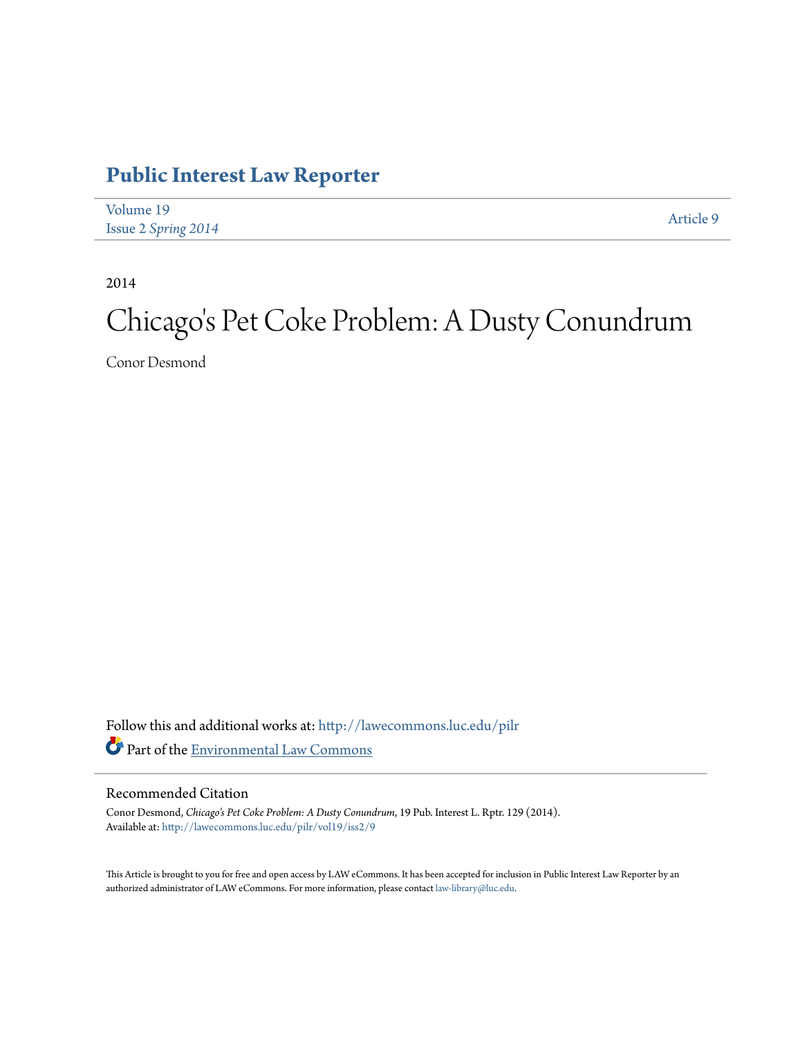# Public Interest Law Reporter

Volume 19
Issue 2 *Spring 2014*

Article 9

2014

# Chicago's Pet Coke Problem: A Dusty Conundrum

Conor Desmond

Follow this and additional works at: http://lawecommons.luc.edu/pilr

Part of the Environmental Law Commons

## Recommended Citation

Conor Desmond, *Chicago's Pet Coke Problem: A Dusty Conundrum*, 19 Pub. Interest L. Rptr. 129 (2014).
Available at: http://lawecommons.luc.edu/pilr/vol19/iss2/9

This Article is brought to you for free and open access by LAW eCommons. It has been accepted for inclusion in Public Interest Law Reporter by an authorized administrator of LAW eCommons. For more information, please contact law-library@luc.edu.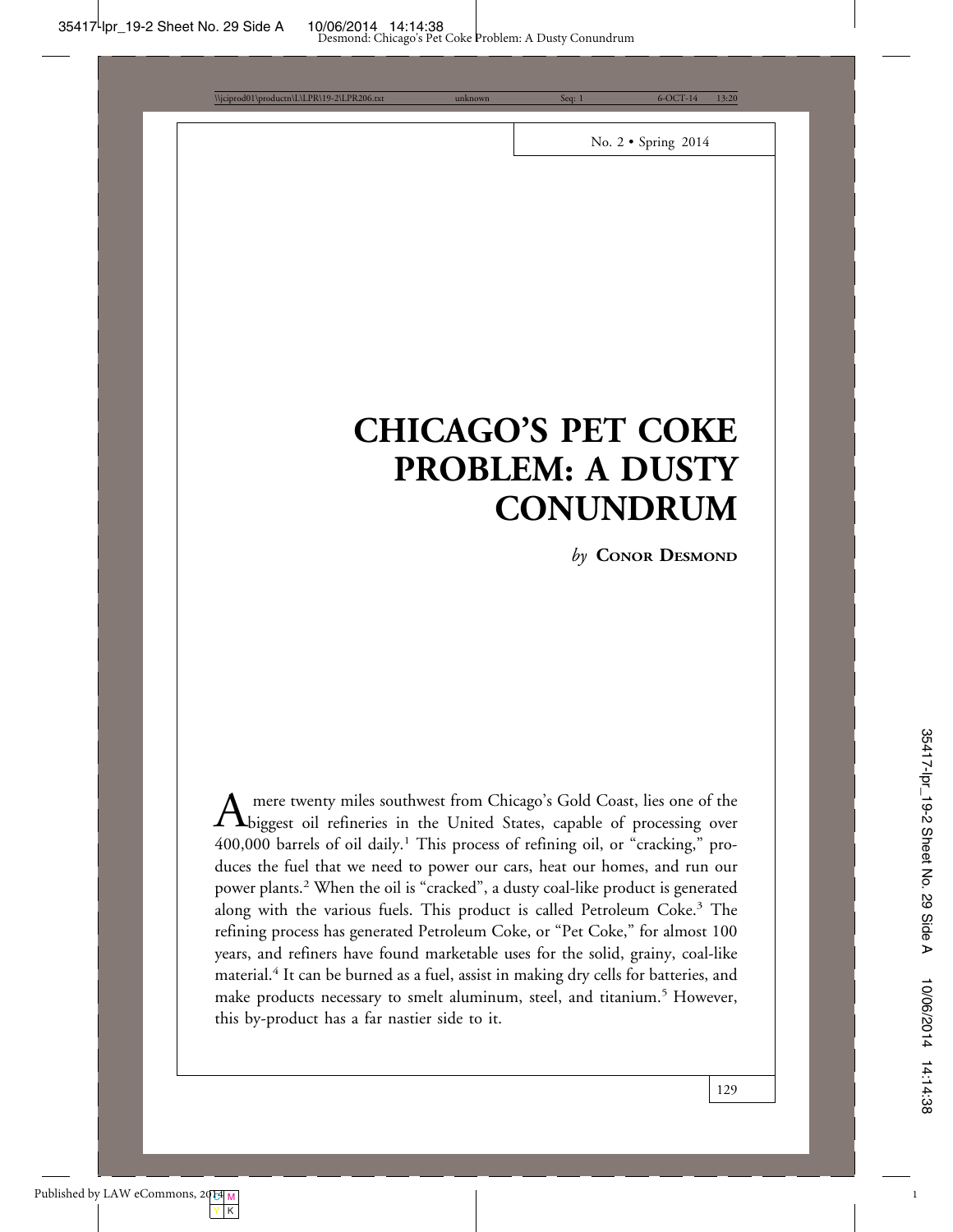# CHICAGO'S PET COKE PROBLEM: A DUSTY CONUNDRUM

*by* **Conor Desmond**

A mere twenty miles southwest from Chicago's Gold Coast, lies one of the biggest oil refineries in the United States, capable of processing over 400,000 barrels of oil daily.[1] This process of refining oil, or "cracking," produces the fuel that we need to power our cars, heat our homes, and run our power plants.[2] When the oil is "cracked", a dusty coal-like product is generated along with the various fuels. This product is called Petroleum Coke.[3] The refining process has generated Petroleum Coke, or "Pet Coke," for almost 100 years, and refiners have found marketable uses for the solid, grainy, coal-like material.[4] It can be burned as a fuel, assist in making dry cells for batteries, and make products necessary to smelt aluminum, steel, and titanium.[5] However, this by-product has a far nastier side to it.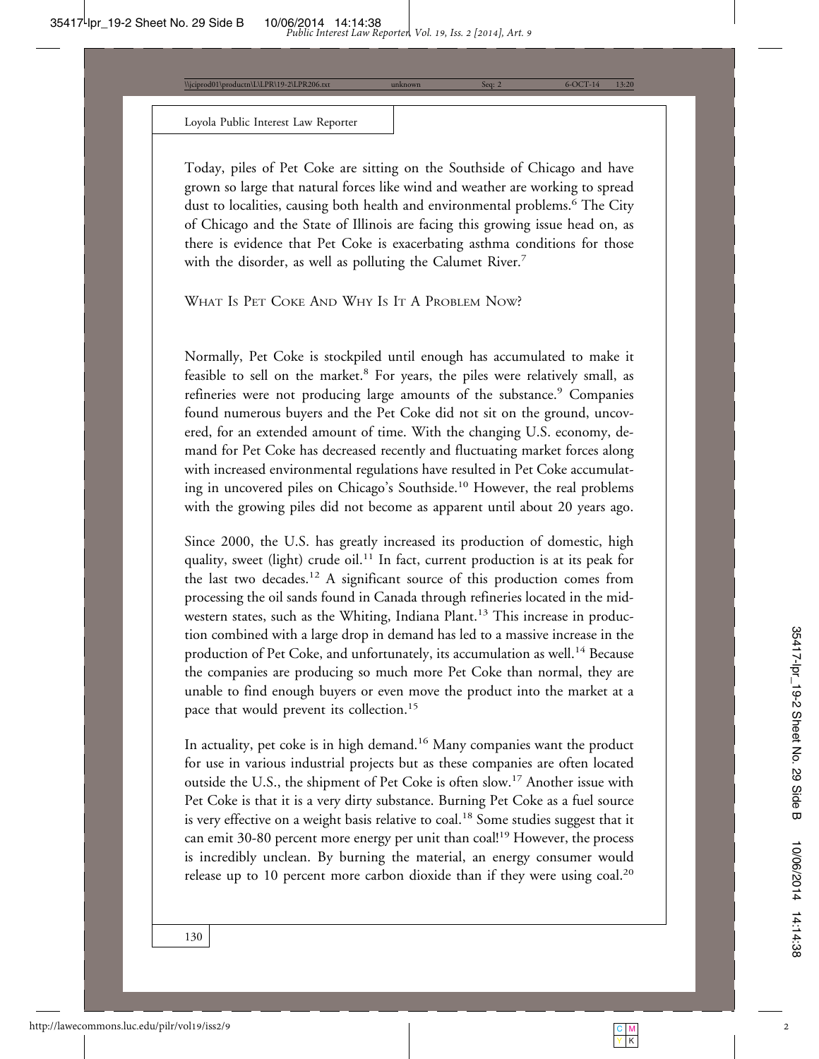Today, piles of Pet Coke are sitting on the Southside of Chicago and have grown so large that natural forces like wind and weather are working to spread dust to localities, causing both health and environmental problems.[6] The City of Chicago and the State of Illinois are facing this growing issue head on, as there is evidence that Pet Coke is exacerbating asthma conditions for those with the disorder, as well as polluting the Calumet River.[7]

## What Is Pet Coke And Why Is It A Problem Now?

Normally, Pet Coke is stockpiled until enough has accumulated to make it feasible to sell on the market.[8] For years, the piles were relatively small, as refineries were not producing large amounts of the substance.[9] Companies found numerous buyers and the Pet Coke did not sit on the ground, uncovered, for an extended amount of time. With the changing U.S. economy, demand for Pet Coke has decreased recently and fluctuating market forces along with increased environmental regulations have resulted in Pet Coke accumulating in uncovered piles on Chicago's Southside.[10] However, the real problems with the growing piles did not become as apparent until about 20 years ago.

Since 2000, the U.S. has greatly increased its production of domestic, high quality, sweet (light) crude oil.[11] In fact, current production is at its peak for the last two decades.[12] A significant source of this production comes from processing the oil sands found in Canada through refineries located in the midwestern states, such as the Whiting, Indiana Plant.[13] This increase in production combined with a large drop in demand has led to a massive increase in the production of Pet Coke, and unfortunately, its accumulation as well.[14] Because the companies are producing so much more Pet Coke than normal, they are unable to find enough buyers or even move the product into the market at a pace that would prevent its collection.[15]

In actuality, pet coke is in high demand.[16] Many companies want the product for use in various industrial projects but as these companies are often located outside the U.S., the shipment of Pet Coke is often slow.[17] Another issue with Pet Coke is that it is a very dirty substance. Burning Pet Coke as a fuel source is very effective on a weight basis relative to coal.[18] Some studies suggest that it can emit 30-80 percent more energy per unit than coal![19] However, the process is incredibly unclean. By burning the material, an energy consumer would release up to 10 percent more carbon dioxide than if they were using coal.[20]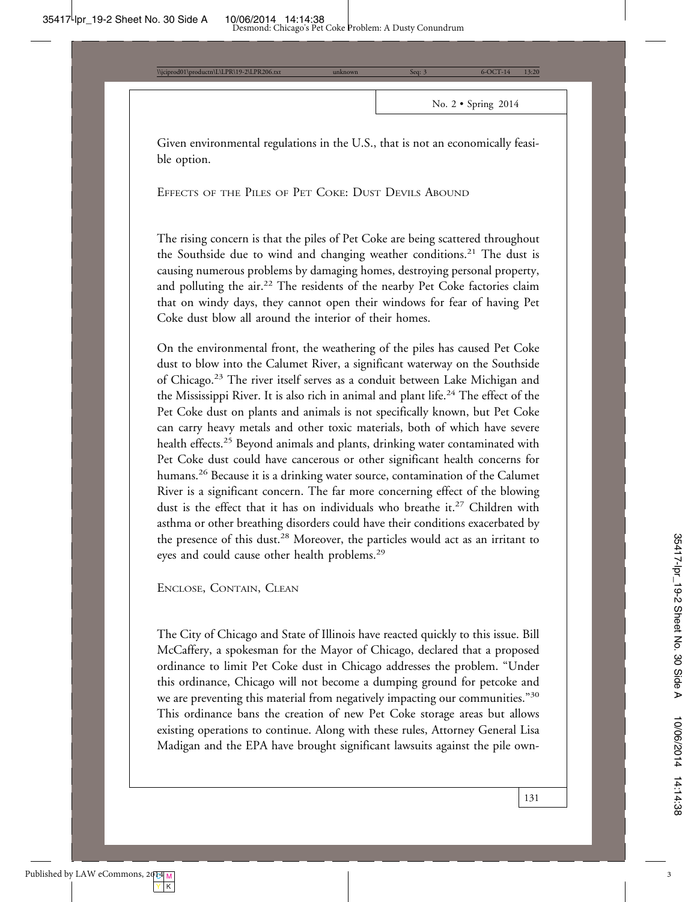Given environmental regulations in the U.S., that is not an economically feasible option.

## Effects of the Piles of Pet Coke: Dust Devils Abound

The rising concern is that the piles of Pet Coke are being scattered throughout the Southside due to wind and changing weather conditions.[21] The dust is causing numerous problems by damaging homes, destroying personal property, and polluting the air.[22] The residents of the nearby Pet Coke factories claim that on windy days, they cannot open their windows for fear of having Pet Coke dust blow all around the interior of their homes.

On the environmental front, the weathering of the piles has caused Pet Coke dust to blow into the Calumet River, a significant waterway on the Southside of Chicago.[23] The river itself serves as a conduit between Lake Michigan and the Mississippi River. It is also rich in animal and plant life.[24] The effect of the Pet Coke dust on plants and animals is not specifically known, but Pet Coke can carry heavy metals and other toxic materials, both of which have severe health effects.[25] Beyond animals and plants, drinking water contaminated with Pet Coke dust could have cancerous or other significant health concerns for humans.[26] Because it is a drinking water source, contamination of the Calumet River is a significant concern. The far more concerning effect of the blowing dust is the effect that it has on individuals who breathe it.[27] Children with asthma or other breathing disorders could have their conditions exacerbated by the presence of this dust.[28] Moreover, the particles would act as an irritant to eyes and could cause other health problems.[29]

## Enclose, Contain, Clean

The City of Chicago and State of Illinois have reacted quickly to this issue. Bill McCaffery, a spokesman for the Mayor of Chicago, declared that a proposed ordinance to limit Pet Coke dust in Chicago addresses the problem. "Under this ordinance, Chicago will not become a dumping ground for petcoke and we are preventing this material from negatively impacting our communities."[30] This ordinance bans the creation of new Pet Coke storage areas but allows existing operations to continue. Along with these rules, Attorney General Lisa Madigan and the EPA have brought significant lawsuits against the pile own-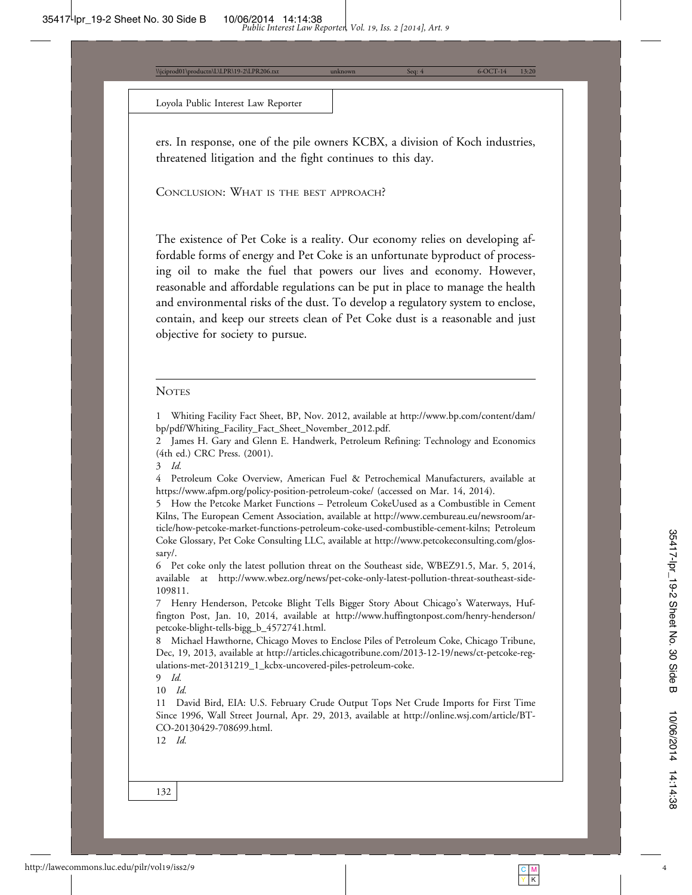ers. In response, one of the pile owners KCBX, a division of Koch industries, threatened litigation and the fight continues to this day.

## Conclusion: What is the best approach?

The existence of Pet Coke is a reality. Our economy relies on developing affordable forms of energy and Pet Coke is an unfortunate byproduct of processing oil to make the fuel that powers our lives and economy. However, reasonable and affordable regulations can be put in place to manage the health and environmental risks of the dust. To develop a regulatory system to enclose, contain, and keep our streets clean of Pet Coke dust is a reasonable and just objective for society to pursue.

---

### Notes

1 Whiting Facility Fact Sheet, BP, Nov. 2012, available at http://www.bp.com/content/dam/bp/pdf/Whiting_Facility_Fact_Sheet_November_2012.pdf.

2 James H. Gary and Glenn E. Handwerk, Petroleum Refining: Technology and Economics (4th ed.) CRC Press. (2001).

3 *Id.*

4 Petroleum Coke Overview, American Fuel & Petrochemical Manufacturers, available at https://www.afpm.org/policy-position-petroleum-coke/ (accessed on Mar. 14, 2014).

5 How the Petcoke Market Functions – Petroleum CokeUused as a Combustible in Cement Kilns, The European Cement Association, available at http://www.cembureau.eu/newsroom/article/how-petcoke-market-functions-petroleum-coke-used-combustible-cement-kilns; Petroleum Coke Glossary, Pet Coke Consulting LLC, available at http://www.petcokeconsulting.com/glossary/.

6 Pet coke only the latest pollution threat on the Southeast side, WBEZ91.5, Mar. 5, 2014, available at http://www.wbez.org/news/pet-coke-only-latest-pollution-threat-southeast-side-109811.

7 Henry Henderson, Petcoke Blight Tells Bigger Story About Chicago's Waterways, Huffington Post, Jan. 10, 2014, available at http://www.huffingtonpost.com/henry-henderson/petcoke-blight-tells-bigg_b_4572741.html.

8 Michael Hawthorne, Chicago Moves to Enclose Piles of Petroleum Coke, Chicago Tribune, Dec, 19, 2013, available at http://articles.chicagotribune.com/2013-12-19/news/ct-petcoke-regulations-met-20131219_1_kcbx-uncovered-piles-petroleum-coke.

9 *Id.*

10 *Id.*

11 David Bird, EIA: U.S. February Crude Output Tops Net Crude Imports for First Time Since 1996, Wall Street Journal, Apr. 29, 2013, available at http://online.wsj.com/article/BT-CO-20130429-708699.html.

12 *Id.*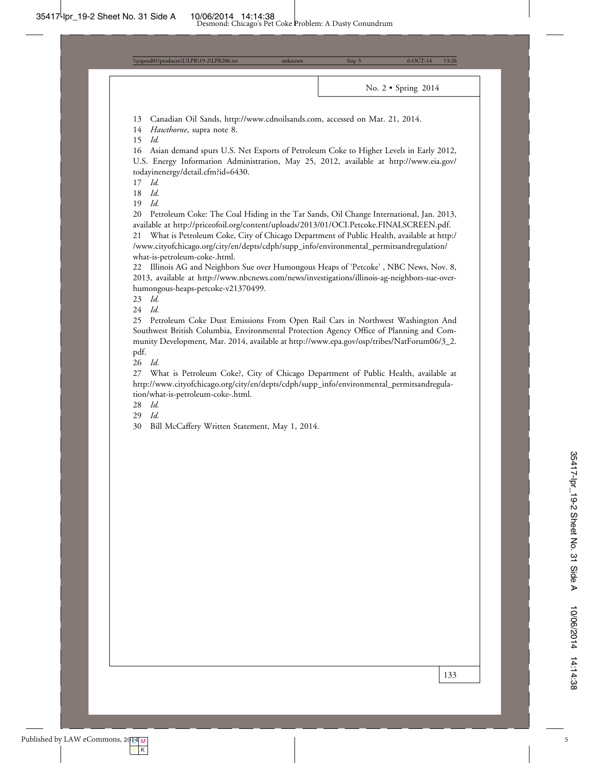13 Canadian Oil Sands, http://www.cdnoilsands.com, accessed on Mar. 21, 2014.

14 *Hawthorne*, supra note 8.

15 *Id.*

16 Asian demand spurs U.S. Net Exports of Petroleum Coke to Higher Levels in Early 2012, U.S. Energy Information Administration, May 25, 2012, available at http://www.eia.gov/todayinenergy/detail.cfm?id=6430.

17 *Id.*

18 *Id.*

19 *Id.*

20 Petroleum Coke: The Coal Hiding in the Tar Sands, Oil Change International, Jan. 2013, available at http://priceofoil.org/content/uploads/2013/01/OCI.Petcoke.FINALSCREEN.pdf.

21 What is Petroleum Coke, City of Chicago Department of Public Health, available at http://www.cityofchicago.org/city/en/depts/cdph/supp_info/environmental_permitsandregulation/what-is-petroleum-coke-.html.

22 Illinois AG and Neighbors Sue over Humongous Heaps of 'Petcoke' , NBC News, Nov. 8, 2013, available at http://www.nbcnews.com/news/investigations/illinois-ag-neighbors-sue-over-humongous-heaps-petcoke-v21370499.

23 *Id.*

24 *Id.*

25 Petroleum Coke Dust Emissions From Open Rail Cars in Northwest Washington And Southwest British Columbia, Environmental Protection Agency Office of Planning and Community Development, Mar. 2014, available at http://www.epa.gov/osp/tribes/NatForum06/3_2.pdf.

26 *Id.*

27 What is Petroleum Coke?, City of Chicago Department of Public Health, available at http://www.cityofchicago.org/city/en/depts/cdph/supp_info/environmental_permitsandregulation/what-is-petroleum-coke-.html.

28 *Id.*

29 *Id.*

30 Bill McCaffery Written Statement, May 1, 2014.